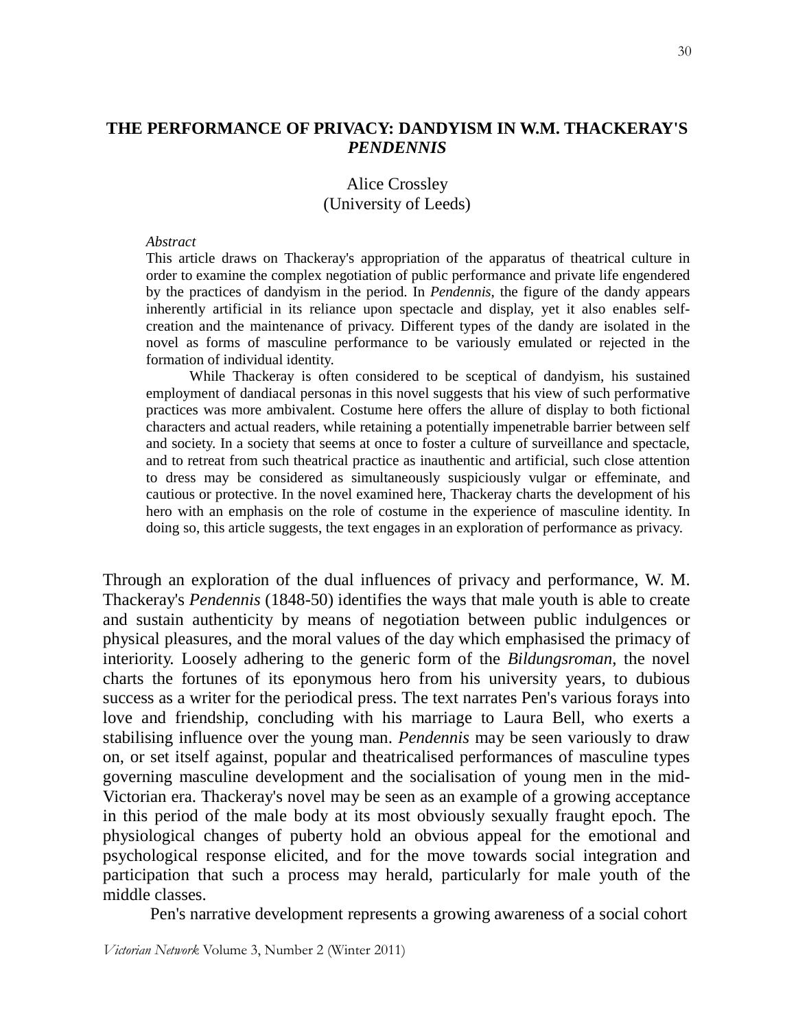# THE PERFORMANCE OF PRIVACY: DANDYISM IN W.M. THACKERAY'S *PENDENNIS*

Alice Crossley
(University of Leeds)

*Abstract*

This article draws on Thackeray's appropriation of the apparatus of theatrical culture in order to examine the complex negotiation of public performance and private life engendered by the practices of dandyism in the period. In *Pendennis*, the figure of the dandy appears inherently artificial in its reliance upon spectacle and display, yet it also enables self-creation and the maintenance of privacy. Different types of the dandy are isolated in the novel as forms of masculine performance to be variously emulated or rejected in the formation of individual identity.

While Thackeray is often considered to be sceptical of dandyism, his sustained employment of dandiacal personas in this novel suggests that his view of such performative practices was more ambivalent. Costume here offers the allure of display to both fictional characters and actual readers, while retaining a potentially impenetrable barrier between self and society. In a society that seems at once to foster a culture of surveillance and spectacle, and to retreat from such theatrical practice as inauthentic and artificial, such close attention to dress may be considered as simultaneously suspiciously vulgar or effeminate, and cautious or protective. In the novel examined here, Thackeray charts the development of his hero with an emphasis on the role of costume in the experience of masculine identity. In doing so, this article suggests, the text engages in an exploration of performance as privacy.

Through an exploration of the dual influences of privacy and performance, W. M. Thackeray's *Pendennis* (1848-50) identifies the ways that male youth is able to create and sustain authenticity by means of negotiation between public indulgences or physical pleasures, and the moral values of the day which emphasised the primacy of interiority. Loosely adhering to the generic form of the *Bildungsroman*, the novel charts the fortunes of its eponymous hero from his university years, to dubious success as a writer for the periodical press. The text narrates Pen's various forays into love and friendship, concluding with his marriage to Laura Bell, who exerts a stabilising influence over the young man. *Pendennis* may be seen variously to draw on, or set itself against, popular and theatricalised performances of masculine types governing masculine development and the socialisation of young men in the mid-Victorian era. Thackeray's novel may be seen as an example of a growing acceptance in this period of the male body at its most obviously sexually fraught epoch. The physiological changes of puberty hold an obvious appeal for the emotional and psychological response elicited, and for the move towards social integration and participation that such a process may herald, particularly for male youth of the middle classes.

Pen's narrative development represents a growing awareness of a social cohort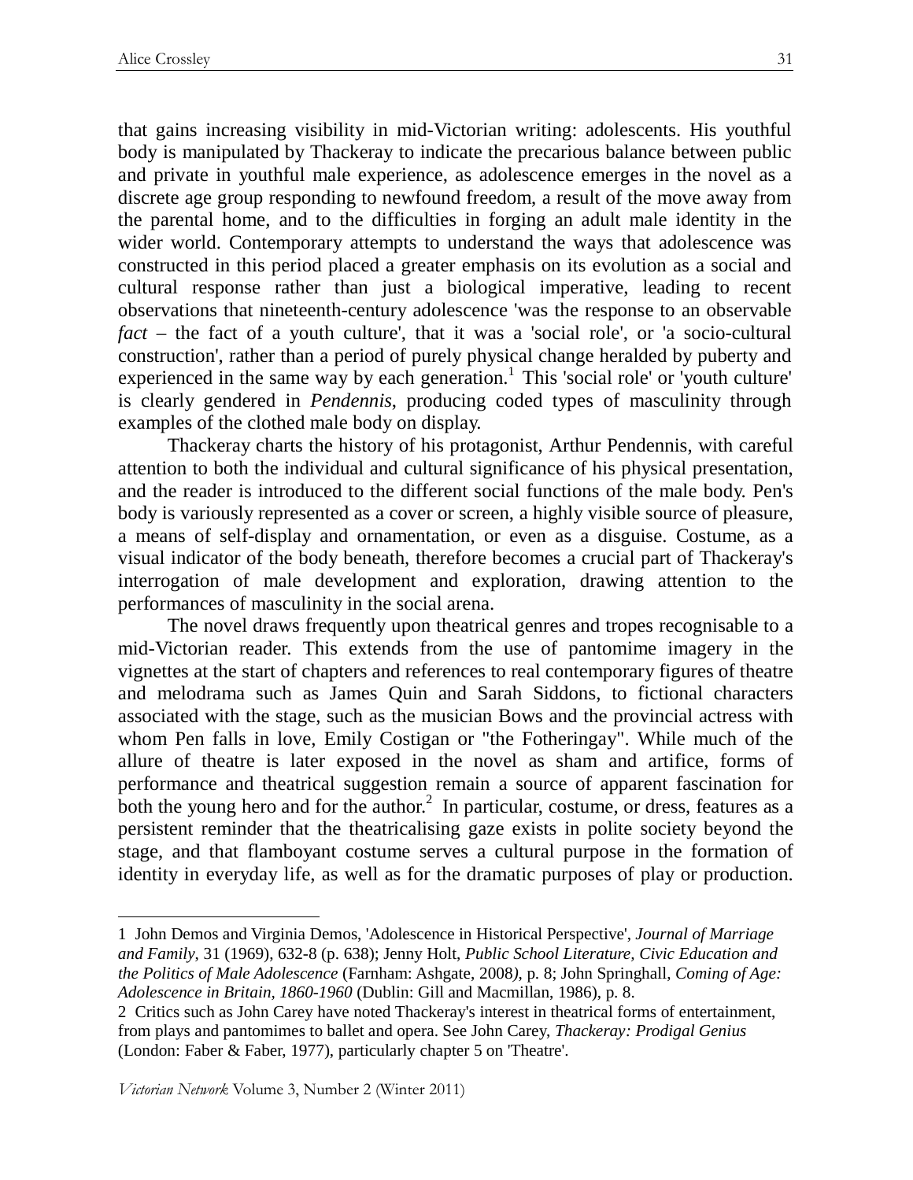that gains increasing visibility in mid-Victorian writing: adolescents. His youthful body is manipulated by Thackeray to indicate the precarious balance between public and private in youthful male experience, as adolescence emerges in the novel as a discrete age group responding to newfound freedom, a result of the move away from the parental home, and to the difficulties in forging an adult male identity in the wider world. Contemporary attempts to understand the ways that adolescence was constructed in this period placed a greater emphasis on its evolution as a social and cultural response rather than just a biological imperative, leading to recent observations that nineteenth-century adolescence 'was the response to an observable *fact* – the fact of a youth culture', that it was a 'social role', or 'a socio-cultural construction', rather than a period of purely physical change heralded by puberty and experienced in the same way by each generation.[1] This 'social role' or 'youth culture' is clearly gendered in *Pendennis*, producing coded types of masculinity through examples of the clothed male body on display.

Thackeray charts the history of his protagonist, Arthur Pendennis, with careful attention to both the individual and cultural significance of his physical presentation, and the reader is introduced to the different social functions of the male body. Pen's body is variously represented as a cover or screen, a highly visible source of pleasure, a means of self-display and ornamentation, or even as a disguise. Costume, as a visual indicator of the body beneath, therefore becomes a crucial part of Thackeray's interrogation of male development and exploration, drawing attention to the performances of masculinity in the social arena.

The novel draws frequently upon theatrical genres and tropes recognisable to a mid-Victorian reader. This extends from the use of pantomime imagery in the vignettes at the start of chapters and references to real contemporary figures of theatre and melodrama such as James Quin and Sarah Siddons, to fictional characters associated with the stage, such as the musician Bows and the provincial actress with whom Pen falls in love, Emily Costigan or "the Fotheringay". While much of the allure of theatre is later exposed in the novel as sham and artifice, forms of performance and theatrical suggestion remain a source of apparent fascination for both the young hero and for the author.[2] In particular, costume, or dress, features as a persistent reminder that the theatricalising gaze exists in polite society beyond the stage, and that flamboyant costume serves a cultural purpose in the formation of identity in everyday life, as well as for the dramatic purposes of play or production.

---

1 John Demos and Virginia Demos, 'Adolescence in Historical Perspective', *Journal of Marriage and Family*, 31 (1969), 632-8 (p. 638); Jenny Holt, *Public School Literature, Civic Education and the Politics of Male Adolescence* (Farnham: Ashgate, 2008), p. 8; John Springhall, *Coming of Age: Adolescence in Britain, 1860-1960* (Dublin: Gill and Macmillan, 1986), p. 8.

2 Critics such as John Carey have noted Thackeray's interest in theatrical forms of entertainment, from plays and pantomimes to ballet and opera. See John Carey, *Thackeray: Prodigal Genius* (London: Faber & Faber, 1977), particularly chapter 5 on 'Theatre'.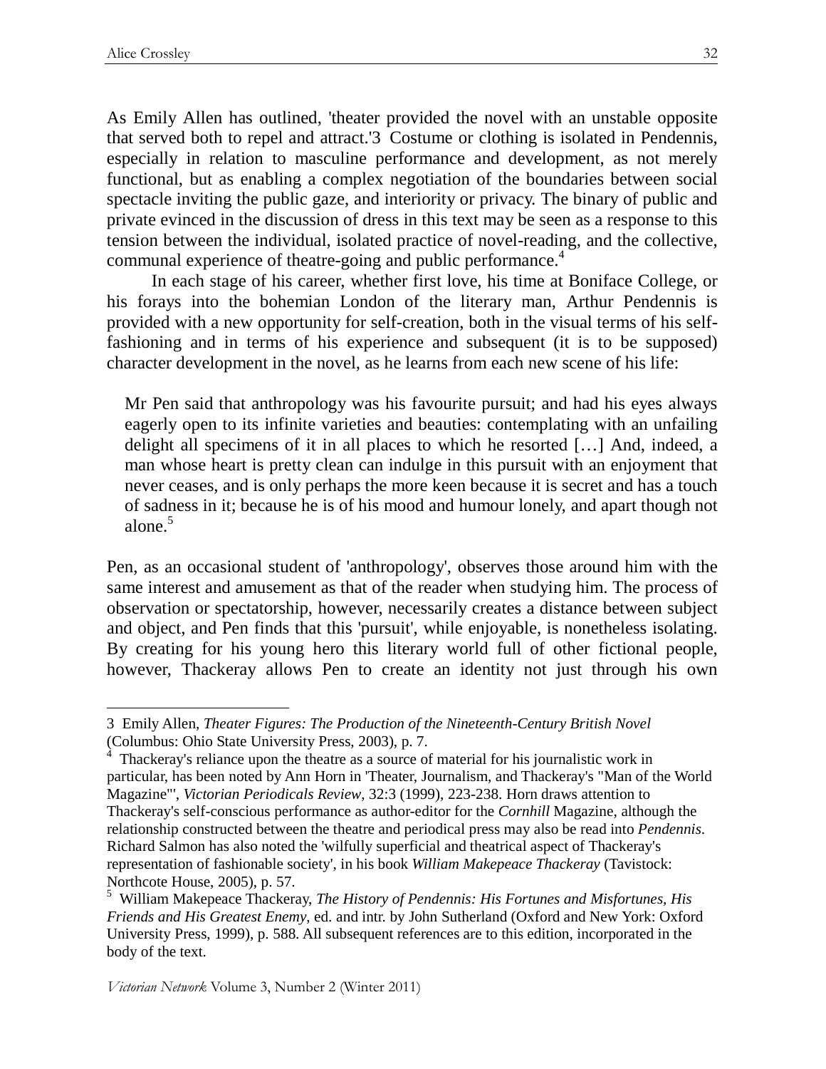As Emily Allen has outlined, 'theater provided the novel with an unstable opposite that served both to repel and attract.'3 Costume or clothing is isolated in Pendennis, especially in relation to masculine performance and development, as not merely functional, but as enabling a complex negotiation of the boundaries between social spectacle inviting the public gaze, and interiority or privacy. The binary of public and private evinced in the discussion of dress in this text may be seen as a response to this tension between the individual, isolated practice of novel-reading, and the collective, communal experience of theatre-going and public performance.[4]

In each stage of his career, whether first love, his time at Boniface College, or his forays into the bohemian London of the literary man, Arthur Pendennis is provided with a new opportunity for self-creation, both in the visual terms of his self-fashioning and in terms of his experience and subsequent (it is to be supposed) character development in the novel, as he learns from each new scene of his life:

> Mr Pen said that anthropology was his favourite pursuit; and had his eyes always eagerly open to its infinite varieties and beauties: contemplating with an unfailing delight all specimens of it in all places to which he resorted […] And, indeed, a man whose heart is pretty clean can indulge in this pursuit with an enjoyment that never ceases, and is only perhaps the more keen because it is secret and has a touch of sadness in it; because he is of his mood and humour lonely, and apart though not alone.[5]

Pen, as an occasional student of 'anthropology', observes those around him with the same interest and amusement as that of the reader when studying him. The process of observation or spectatorship, however, necessarily creates a distance between subject and object, and Pen finds that this 'pursuit', while enjoyable, is nonetheless isolating. By creating for his young hero this literary world full of other fictional people, however, Thackeray allows Pen to create an identity not just through his own

---

3 Emily Allen, *Theater Figures: The Production of the Nineteenth-Century British Novel* (Columbus: Ohio State University Press, 2003), p. 7.

4 Thackeray's reliance upon the theatre as a source of material for his journalistic work in particular, has been noted by Ann Horn in 'Theater, Journalism, and Thackeray's "Man of the World Magazine"', *Victorian Periodicals Review*, 32:3 (1999), 223-238. Horn draws attention to Thackeray's self-conscious performance as author-editor for the *Cornhill* Magazine, although the relationship constructed between the theatre and periodical press may also be read into *Pendennis*. Richard Salmon has also noted the 'wilfully superficial and theatrical aspect of Thackeray's representation of fashionable society', in his book *William Makepeace Thackeray* (Tavistock: Northcote House, 2005), p. 57.

5 William Makepeace Thackeray, *The History of Pendennis: His Fortunes and Misfortunes, His Friends and His Greatest Enemy*, ed. and intr. by John Sutherland (Oxford and New York: Oxford University Press, 1999), p. 588. All subsequent references are to this edition, incorporated in the body of the text.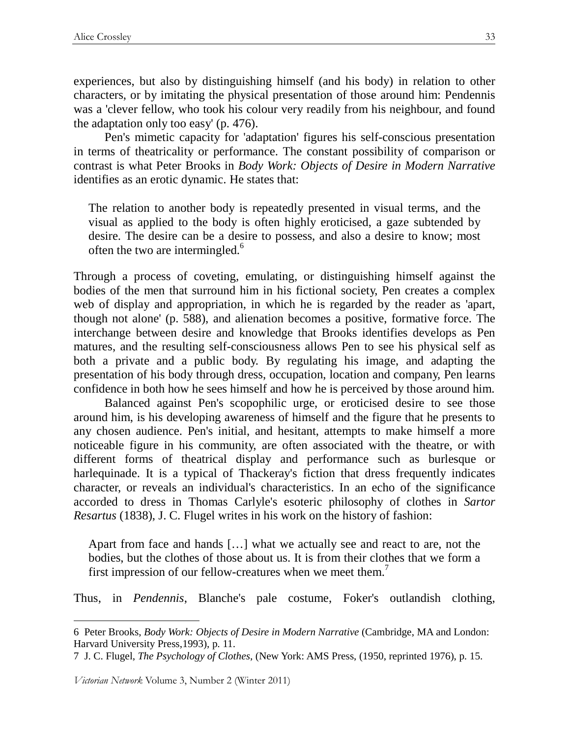experiences, but also by distinguishing himself (and his body) in relation to other characters, or by imitating the physical presentation of those around him: Pendennis was a 'clever fellow, who took his colour very readily from his neighbour, and found the adaptation only too easy' (p. 476).

Pen's mimetic capacity for 'adaptation' figures his self-conscious presentation in terms of theatricality or performance. The constant possibility of comparison or contrast is what Peter Brooks in *Body Work: Objects of Desire in Modern Narrative* identifies as an erotic dynamic. He states that:

> The relation to another body is repeatedly presented in visual terms, and the visual as applied to the body is often highly eroticised, a gaze subtended by desire. The desire can be a desire to possess, and also a desire to know; most often the two are intermingled.[6]

Through a process of coveting, emulating, or distinguishing himself against the bodies of the men that surround him in his fictional society, Pen creates a complex web of display and appropriation, in which he is regarded by the reader as 'apart, though not alone' (p. 588), and alienation becomes a positive, formative force. The interchange between desire and knowledge that Brooks identifies develops as Pen matures, and the resulting self-consciousness allows Pen to see his physical self as both a private and a public body. By regulating his image, and adapting the presentation of his body through dress, occupation, location and company, Pen learns confidence in both how he sees himself and how he is perceived by those around him.

Balanced against Pen's scopophilic urge, or eroticised desire to see those around him, is his developing awareness of himself and the figure that he presents to any chosen audience. Pen's initial, and hesitant, attempts to make himself a more noticeable figure in his community, are often associated with the theatre, or with different forms of theatrical display and performance such as burlesque or harlequinade. It is a typical of Thackeray's fiction that dress frequently indicates character, or reveals an individual's characteristics. In an echo of the significance accorded to dress in Thomas Carlyle's esoteric philosophy of clothes in *Sartor Resartus* (1838), J. C. Flugel writes in his work on the history of fashion:

> Apart from face and hands […] what we actually see and react to are, not the bodies, but the clothes of those about us. It is from their clothes that we form a first impression of our fellow-creatures when we meet them.[7]

Thus, in *Pendennis*, Blanche's pale costume, Foker's outlandish clothing,

---

6 Peter Brooks, *Body Work: Objects of Desire in Modern Narrative* (Cambridge, MA and London: Harvard University Press,1993), p. 11.

7 J. C. Flugel, *The Psychology of Clothes*, (New York: AMS Press, (1950, reprinted 1976), p. 15.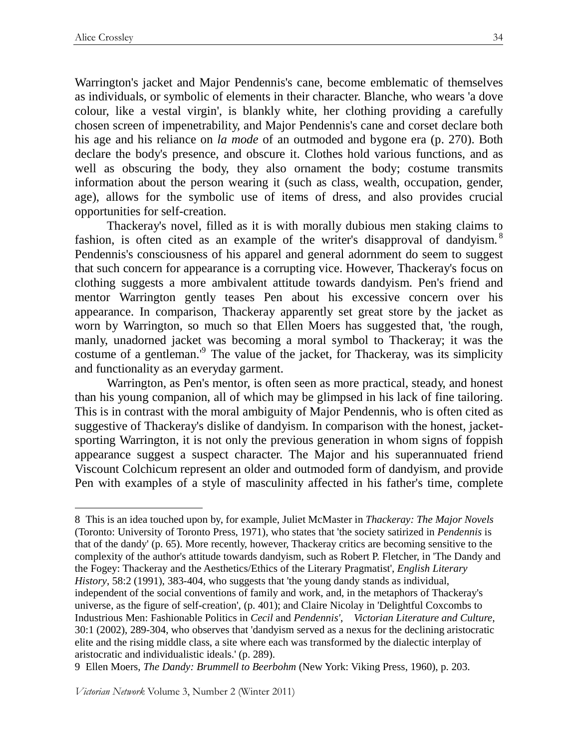Warrington's jacket and Major Pendennis's cane, become emblematic of themselves as individuals, or symbolic of elements in their character. Blanche, who wears 'a dove colour, like a vestal virgin', is blankly white, her clothing providing a carefully chosen screen of impenetrability, and Major Pendennis's cane and corset declare both his age and his reliance on *la mode* of an outmoded and bygone era (p. 270). Both declare the body's presence, and obscure it. Clothes hold various functions, and as well as obscuring the body, they also ornament the body; costume transmits information about the person wearing it (such as class, wealth, occupation, gender, age), allows for the symbolic use of items of dress, and also provides crucial opportunities for self-creation.

Thackeray's novel, filled as it is with morally dubious men staking claims to fashion, is often cited as an example of the writer's disapproval of dandyism.[8] Pendennis's consciousness of his apparel and general adornment do seem to suggest that such concern for appearance is a corrupting vice. However, Thackeray's focus on clothing suggests a more ambivalent attitude towards dandyism. Pen's friend and mentor Warrington gently teases Pen about his excessive concern over his appearance. In comparison, Thackeray apparently set great store by the jacket as worn by Warrington, so much so that Ellen Moers has suggested that, 'the rough, manly, unadorned jacket was becoming a moral symbol to Thackeray; it was the costume of a gentleman.'[9] The value of the jacket, for Thackeray, was its simplicity and functionality as an everyday garment.

Warrington, as Pen's mentor, is often seen as more practical, steady, and honest than his young companion, all of which may be glimpsed in his lack of fine tailoring. This is in contrast with the moral ambiguity of Major Pendennis, who is often cited as suggestive of Thackeray's dislike of dandyism. In comparison with the honest, jacket-sporting Warrington, it is not only the previous generation in whom signs of foppish appearance suggest a suspect character. The Major and his superannuated friend Viscount Colchicum represent an older and outmoded form of dandyism, and provide Pen with examples of a style of masculinity affected in his father's time, complete

---

8 This is an idea touched upon by, for example, Juliet McMaster in *Thackeray: The Major Novels* (Toronto: University of Toronto Press, 1971), who states that 'the society satirized in *Pendennis* is that of the dandy' (p. 65). More recently, however, Thackeray critics are becoming sensitive to the complexity of the author's attitude towards dandyism, such as Robert P. Fletcher, in 'The Dandy and the Fogey: Thackeray and the Aesthetics/Ethics of the Literary Pragmatist', *English Literary History*, 58:2 (1991), 383-404, who suggests that 'the young dandy stands as individual, independent of the social conventions of family and work, and, in the metaphors of Thackeray's universe, as the figure of self-creation', (p. 401); and Claire Nicolay in 'Delightful Coxcombs to Industrious Men: Fashionable Politics in *Cecil* and *Pendennis*', *Victorian Literature and Culture*, 30:1 (2002), 289-304, who observes that 'dandyism served as a nexus for the declining aristocratic elite and the rising middle class, a site where each was transformed by the dialectic interplay of aristocratic and individualistic ideals.' (p. 289).

9 Ellen Moers, *The Dandy: Brummell to Beerbohm* (New York: Viking Press, 1960), p. 203.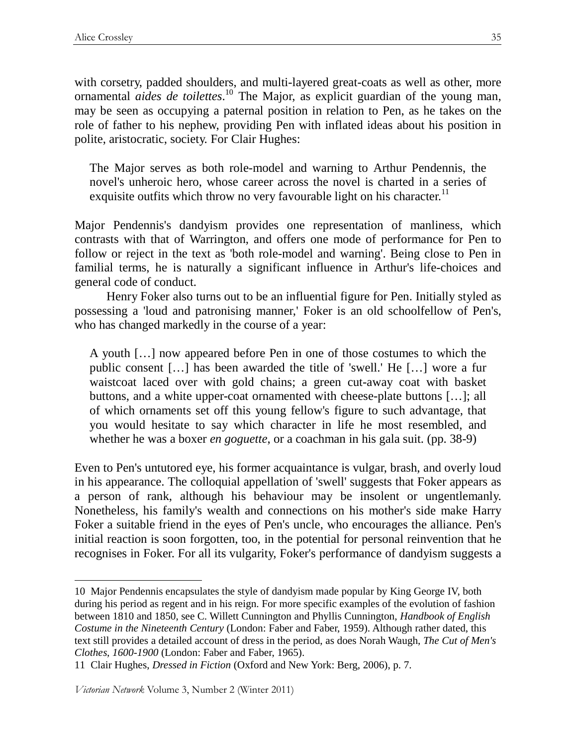with corsetry, padded shoulders, and multi-layered great-coats as well as other, more ornamental *aides de toilettes*.[10] The Major, as explicit guardian of the young man, may be seen as occupying a paternal position in relation to Pen, as he takes on the role of father to his nephew, providing Pen with inflated ideas about his position in polite, aristocratic, society. For Clair Hughes:

> The Major serves as both role-model and warning to Arthur Pendennis, the novel's unheroic hero, whose career across the novel is charted in a series of exquisite outfits which throw no very favourable light on his character.[11]

Major Pendennis's dandyism provides one representation of manliness, which contrasts with that of Warrington, and offers one mode of performance for Pen to follow or reject in the text as 'both role-model and warning'. Being close to Pen in familial terms, he is naturally a significant influence in Arthur's life-choices and general code of conduct.

Henry Foker also turns out to be an influential figure for Pen. Initially styled as possessing a 'loud and patronising manner,' Foker is an old schoolfellow of Pen's, who has changed markedly in the course of a year:

> A youth […] now appeared before Pen in one of those costumes to which the public consent […] has been awarded the title of 'swell.' He […] wore a fur waistcoat laced over with gold chains; a green cut-away coat with basket buttons, and a white upper-coat ornamented with cheese-plate buttons […]; all of which ornaments set off this young fellow's figure to such advantage, that you would hesitate to say which character in life he most resembled, and whether he was a boxer *en goguette*, or a coachman in his gala suit. (pp. 38-9)

Even to Pen's untutored eye, his former acquaintance is vulgar, brash, and overly loud in his appearance. The colloquial appellation of 'swell' suggests that Foker appears as a person of rank, although his behaviour may be insolent or ungentlemanly. Nonetheless, his family's wealth and connections on his mother's side make Harry Foker a suitable friend in the eyes of Pen's uncle, who encourages the alliance. Pen's initial reaction is soon forgotten, too, in the potential for personal reinvention that he recognises in Foker. For all its vulgarity, Foker's performance of dandyism suggests a

---

10 Major Pendennis encapsulates the style of dandyism made popular by King George IV, both during his period as regent and in his reign. For more specific examples of the evolution of fashion between 1810 and 1850, see C. Willett Cunnington and Phyllis Cunnington, *Handbook of English Costume in the Nineteenth Century* (London: Faber and Faber, 1959). Although rather dated, this text still provides a detailed account of dress in the period, as does Norah Waugh, *The Cut of Men's Clothes, 1600-1900* (London: Faber and Faber, 1965).

11 Clair Hughes, *Dressed in Fiction* (Oxford and New York: Berg, 2006), p. 7.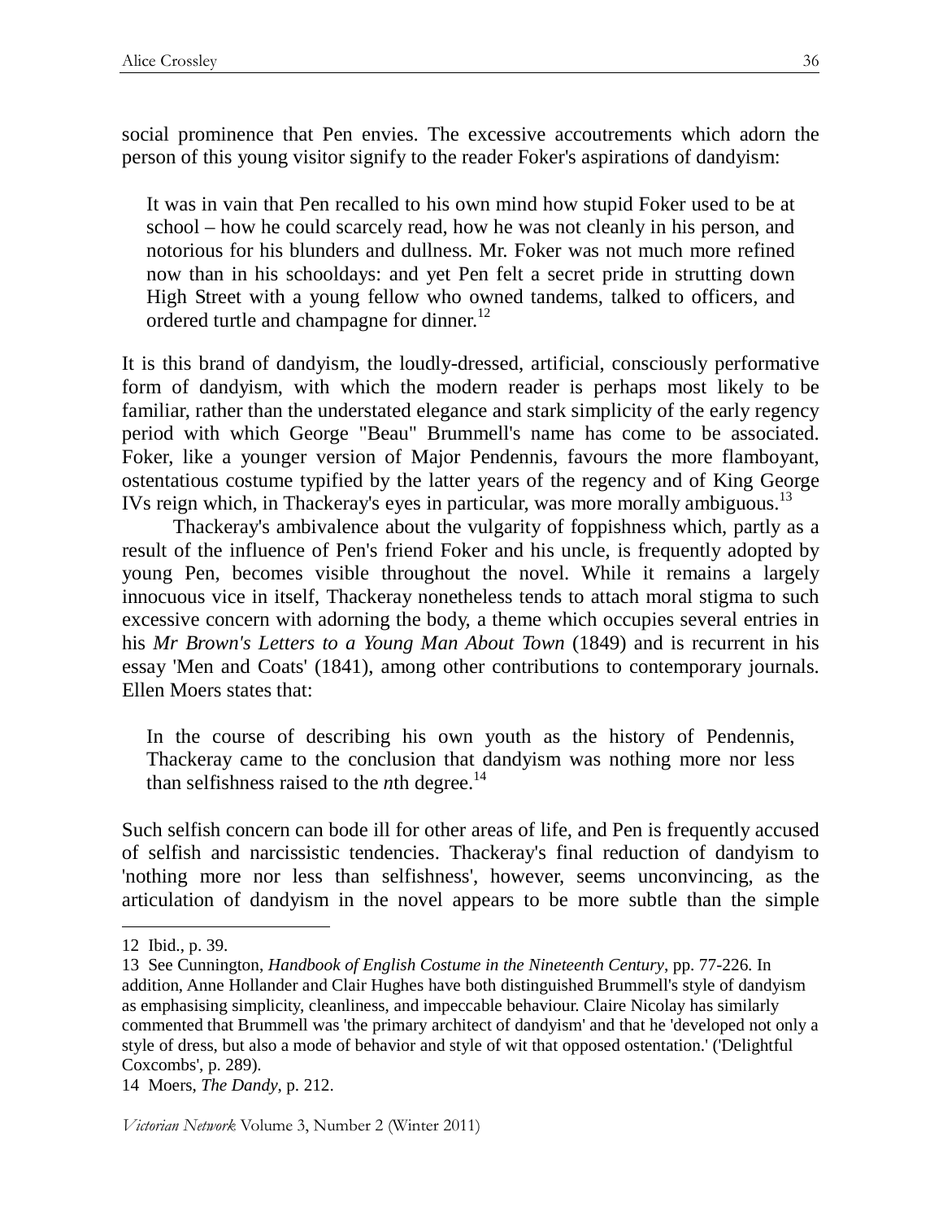social prominence that Pen envies. The excessive accoutrements which adorn the person of this young visitor signify to the reader Foker's aspirations of dandyism:

> It was in vain that Pen recalled to his own mind how stupid Foker used to be at school – how he could scarcely read, how he was not cleanly in his person, and notorious for his blunders and dullness. Mr. Foker was not much more refined now than in his schooldays: and yet Pen felt a secret pride in strutting down High Street with a young fellow who owned tandems, talked to officers, and ordered turtle and champagne for dinner.[12]

It is this brand of dandyism, the loudly-dressed, artificial, consciously performative form of dandyism, with which the modern reader is perhaps most likely to be familiar, rather than the understated elegance and stark simplicity of the early regency period with which George "Beau" Brummell's name has come to be associated. Foker, like a younger version of Major Pendennis, favours the more flamboyant, ostentatious costume typified by the latter years of the regency and of King George IVs reign which, in Thackeray's eyes in particular, was more morally ambiguous.[13]

Thackeray's ambivalence about the vulgarity of foppishness which, partly as a result of the influence of Pen's friend Foker and his uncle, is frequently adopted by young Pen, becomes visible throughout the novel. While it remains a largely innocuous vice in itself, Thackeray nonetheless tends to attach moral stigma to such excessive concern with adorning the body, a theme which occupies several entries in his *Mr Brown's Letters to a Young Man About Town* (1849) and is recurrent in his essay 'Men and Coats' (1841), among other contributions to contemporary journals. Ellen Moers states that:

> In the course of describing his own youth as the history of Pendennis, Thackeray came to the conclusion that dandyism was nothing more nor less than selfishness raised to the *n*th degree.[14]

Such selfish concern can bode ill for other areas of life, and Pen is frequently accused of selfish and narcissistic tendencies. Thackeray's final reduction of dandyism to 'nothing more nor less than selfishness', however, seems unconvincing, as the articulation of dandyism in the novel appears to be more subtle than the simple

---

12 Ibid., p. 39.

13 See Cunnington, *Handbook of English Costume in the Nineteenth Century*, pp. 77-226. In addition, Anne Hollander and Clair Hughes have both distinguished Brummell's style of dandyism as emphasising simplicity, cleanliness, and impeccable behaviour. Claire Nicolay has similarly commented that Brummell was 'the primary architect of dandyism' and that he 'developed not only a style of dress, but also a mode of behavior and style of wit that opposed ostentation.' ('Delightful Coxcombs', p. 289).

14 Moers, *The Dandy*, p. 212.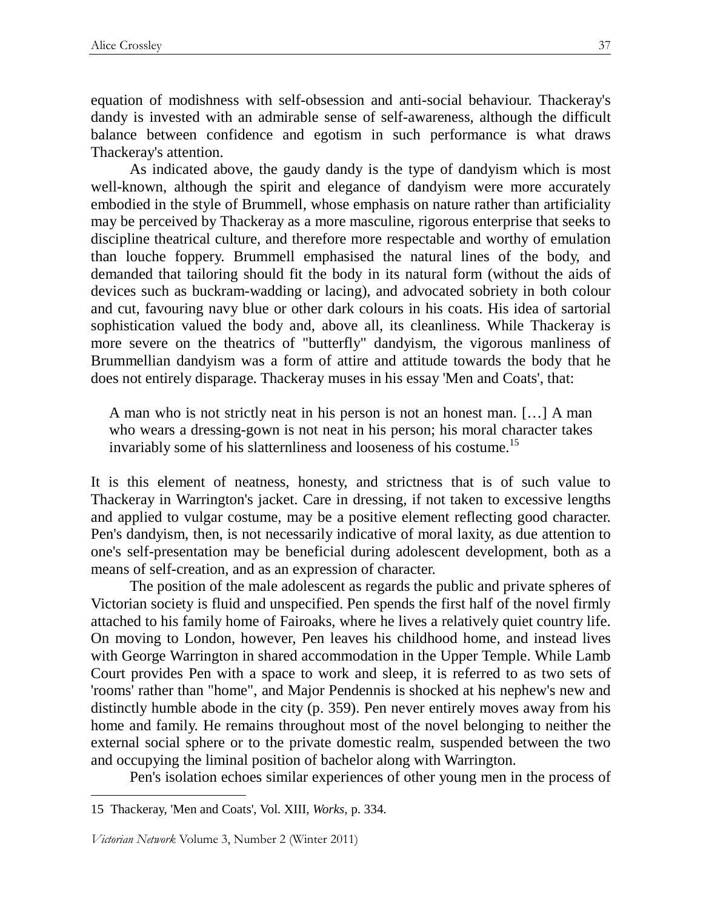equation of modishness with self-obsession and anti-social behaviour. Thackeray's dandy is invested with an admirable sense of self-awareness, although the difficult balance between confidence and egotism in such performance is what draws Thackeray's attention.

As indicated above, the gaudy dandy is the type of dandyism which is most well-known, although the spirit and elegance of dandyism were more accurately embodied in the style of Brummell, whose emphasis on nature rather than artificiality may be perceived by Thackeray as a more masculine, rigorous enterprise that seeks to discipline theatrical culture, and therefore more respectable and worthy of emulation than louche foppery. Brummell emphasised the natural lines of the body, and demanded that tailoring should fit the body in its natural form (without the aids of devices such as buckram-wadding or lacing), and advocated sobriety in both colour and cut, favouring navy blue or other dark colours in his coats. His idea of sartorial sophistication valued the body and, above all, its cleanliness. While Thackeray is more severe on the theatrics of "butterfly" dandyism, the vigorous manliness of Brummellian dandyism was a form of attire and attitude towards the body that he does not entirely disparage. Thackeray muses in his essay 'Men and Coats', that:

> A man who is not strictly neat in his person is not an honest man. […] A man who wears a dressing-gown is not neat in his person; his moral character takes invariably some of his slatternliness and looseness of his costume.[15]

It is this element of neatness, honesty, and strictness that is of such value to Thackeray in Warrington's jacket. Care in dressing, if not taken to excessive lengths and applied to vulgar costume, may be a positive element reflecting good character. Pen's dandyism, then, is not necessarily indicative of moral laxity, as due attention to one's self-presentation may be beneficial during adolescent development, both as a means of self-creation, and as an expression of character.

The position of the male adolescent as regards the public and private spheres of Victorian society is fluid and unspecified. Pen spends the first half of the novel firmly attached to his family home of Fairoaks, where he lives a relatively quiet country life. On moving to London, however, Pen leaves his childhood home, and instead lives with George Warrington in shared accommodation in the Upper Temple. While Lamb Court provides Pen with a space to work and sleep, it is referred to as two sets of 'rooms' rather than "home", and Major Pendennis is shocked at his nephew's new and distinctly humble abode in the city (p. 359). Pen never entirely moves away from his home and family. He remains throughout most of the novel belonging to neither the external social sphere or to the private domestic realm, suspended between the two and occupying the liminal position of bachelor along with Warrington.

Pen's isolation echoes similar experiences of other young men in the process of

---

15 Thackeray, 'Men and Coats', Vol. XIII, *Works*, p. 334.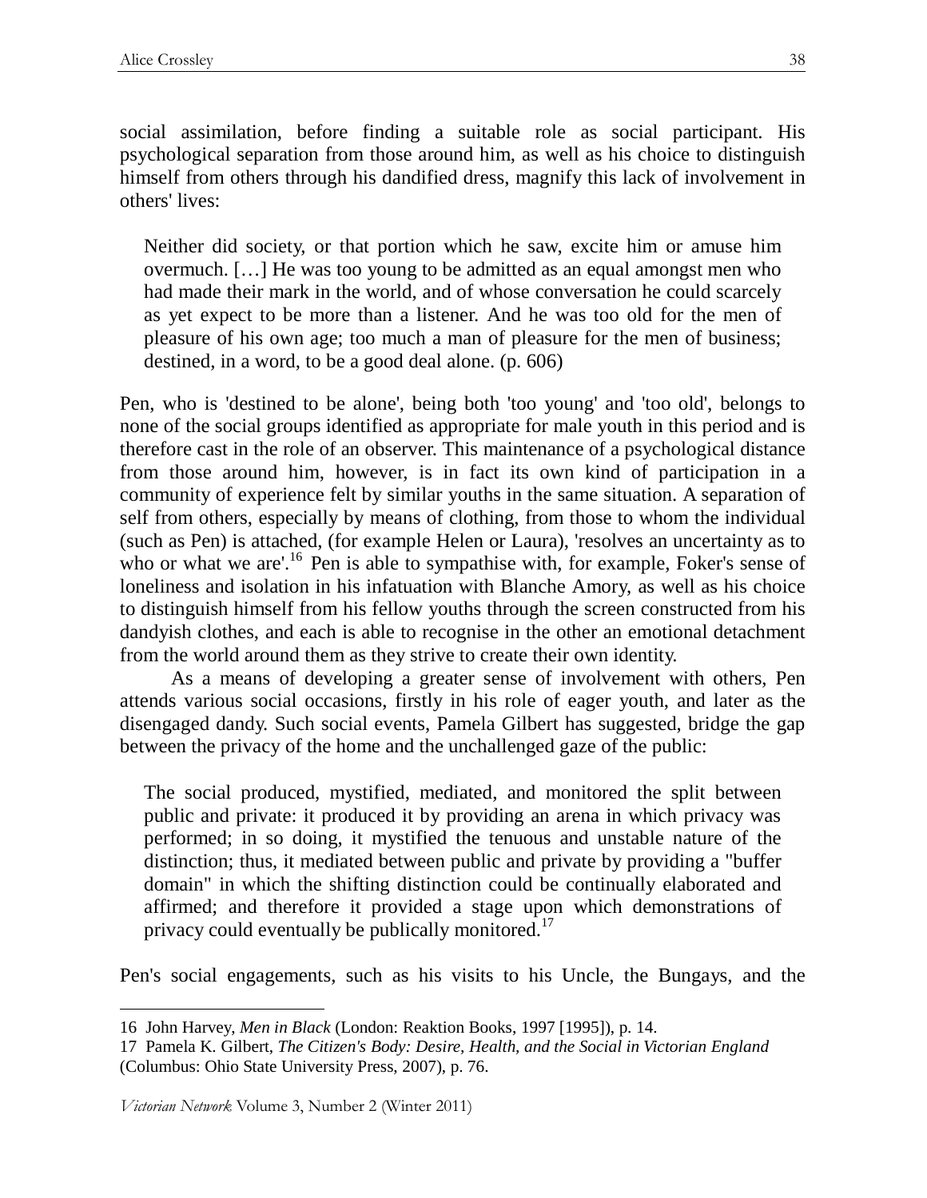social assimilation, before finding a suitable role as social participant. His psychological separation from those around him, as well as his choice to distinguish himself from others through his dandified dress, magnify this lack of involvement in others' lives:

> Neither did society, or that portion which he saw, excite him or amuse him overmuch. […] He was too young to be admitted as an equal amongst men who had made their mark in the world, and of whose conversation he could scarcely as yet expect to be more than a listener. And he was too old for the men of pleasure of his own age; too much a man of pleasure for the men of business; destined, in a word, to be a good deal alone. (p. 606)

Pen, who is 'destined to be alone', being both 'too young' and 'too old', belongs to none of the social groups identified as appropriate for male youth in this period and is therefore cast in the role of an observer. This maintenance of a psychological distance from those around him, however, is in fact its own kind of participation in a community of experience felt by similar youths in the same situation. A separation of self from others, especially by means of clothing, from those to whom the individual (such as Pen) is attached, (for example Helen or Laura), 'resolves an uncertainty as to who or what we are'.[16] Pen is able to sympathise with, for example, Foker's sense of loneliness and isolation in his infatuation with Blanche Amory, as well as his choice to distinguish himself from his fellow youths through the screen constructed from his dandyish clothes, and each is able to recognise in the other an emotional detachment from the world around them as they strive to create their own identity.

As a means of developing a greater sense of involvement with others, Pen attends various social occasions, firstly in his role of eager youth, and later as the disengaged dandy. Such social events, Pamela Gilbert has suggested, bridge the gap between the privacy of the home and the unchallenged gaze of the public:

> The social produced, mystified, mediated, and monitored the split between public and private: it produced it by providing an arena in which privacy was performed; in so doing, it mystified the tenuous and unstable nature of the distinction; thus, it mediated between public and private by providing a "buffer domain" in which the shifting distinction could be continually elaborated and affirmed; and therefore it provided a stage upon which demonstrations of privacy could eventually be publically monitored.[17]

Pen's social engagements, such as his visits to his Uncle, the Bungays, and the

---

16 John Harvey, *Men in Black* (London: Reaktion Books, 1997 [1995]), p. 14.

17 Pamela K. Gilbert, *The Citizen's Body: Desire, Health, and the Social in Victorian England* (Columbus: Ohio State University Press, 2007), p. 76.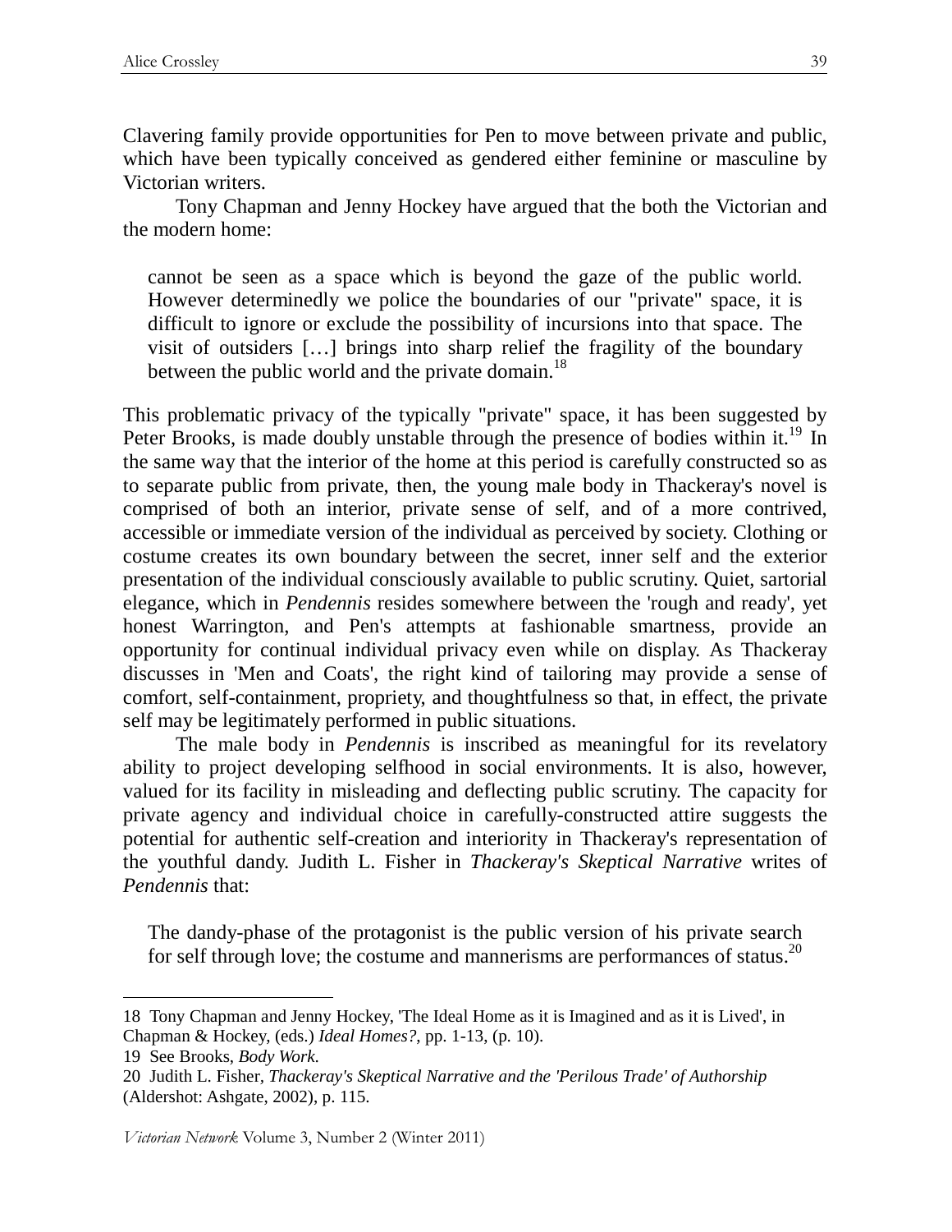Clavering family provide opportunities for Pen to move between private and public, which have been typically conceived as gendered either feminine or masculine by Victorian writers.

Tony Chapman and Jenny Hockey have argued that the both the Victorian and the modern home:

> cannot be seen as a space which is beyond the gaze of the public world. However determinedly we police the boundaries of our "private" space, it is difficult to ignore or exclude the possibility of incursions into that space. The visit of outsiders […] brings into sharp relief the fragility of the boundary between the public world and the private domain.[18]

This problematic privacy of the typically "private" space, it has been suggested by Peter Brooks, is made doubly unstable through the presence of bodies within it.[19] In the same way that the interior of the home at this period is carefully constructed so as to separate public from private, then, the young male body in Thackeray's novel is comprised of both an interior, private sense of self, and of a more contrived, accessible or immediate version of the individual as perceived by society. Clothing or costume creates its own boundary between the secret, inner self and the exterior presentation of the individual consciously available to public scrutiny. Quiet, sartorial elegance, which in *Pendennis* resides somewhere between the 'rough and ready', yet honest Warrington, and Pen's attempts at fashionable smartness, provide an opportunity for continual individual privacy even while on display. As Thackeray discusses in 'Men and Coats', the right kind of tailoring may provide a sense of comfort, self-containment, propriety, and thoughtfulness so that, in effect, the private self may be legitimately performed in public situations.

The male body in *Pendennis* is inscribed as meaningful for its revelatory ability to project developing selfhood in social environments. It is also, however, valued for its facility in misleading and deflecting public scrutiny. The capacity for private agency and individual choice in carefully-constructed attire suggests the potential for authentic self-creation and interiority in Thackeray's representation of the youthful dandy. Judith L. Fisher in *Thackeray's Skeptical Narrative* writes of *Pendennis* that:

> The dandy-phase of the protagonist is the public version of his private search for self through love; the costume and mannerisms are performances of status.[20]

---

18 Tony Chapman and Jenny Hockey, 'The Ideal Home as it is Imagined and as it is Lived', in Chapman & Hockey, (eds.) *Ideal Homes?*, pp. 1-13, (p. 10).

19 See Brooks, *Body Work*.

20 Judith L. Fisher, *Thackeray's Skeptical Narrative and the 'Perilous Trade' of Authorship* (Aldershot: Ashgate, 2002), p. 115.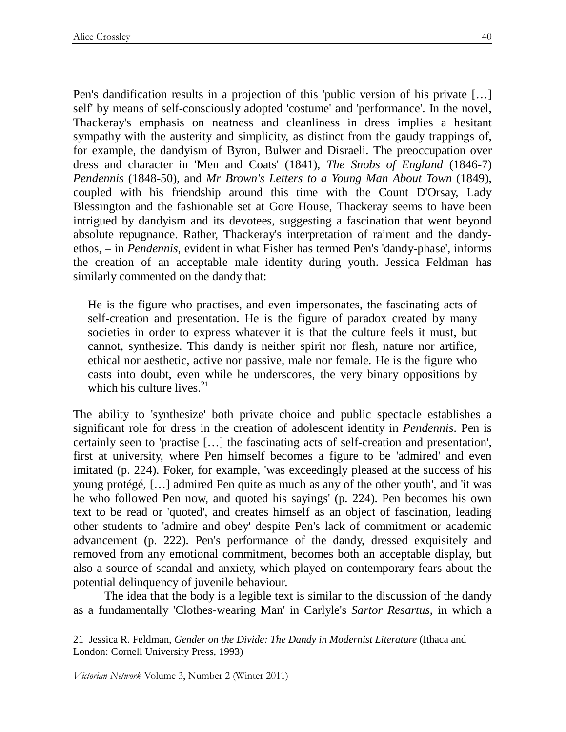Pen's dandification results in a projection of this 'public version of his private […] self' by means of self-consciously adopted 'costume' and 'performance'. In the novel, Thackeray's emphasis on neatness and cleanliness in dress implies a hesitant sympathy with the austerity and simplicity, as distinct from the gaudy trappings of, for example, the dandyism of Byron, Bulwer and Disraeli. The preoccupation over dress and character in 'Men and Coats' (1841), *The Snobs of England* (1846-7) *Pendennis* (1848-50), and *Mr Brown's Letters to a Young Man About Town* (1849), coupled with his friendship around this time with the Count D'Orsay, Lady Blessington and the fashionable set at Gore House, Thackeray seems to have been intrigued by dandyism and its devotees, suggesting a fascination that went beyond absolute repugnance. Rather, Thackeray's interpretation of raiment and the dandy-ethos, – in *Pendennis*, evident in what Fisher has termed Pen's 'dandy-phase', informs the creation of an acceptable male identity during youth. Jessica Feldman has similarly commented on the dandy that:

> He is the figure who practises, and even impersonates, the fascinating acts of self-creation and presentation. He is the figure of paradox created by many societies in order to express whatever it is that the culture feels it must, but cannot, synthesize. This dandy is neither spirit nor flesh, nature nor artifice, ethical nor aesthetic, active nor passive, male nor female. He is the figure who casts into doubt, even while he underscores, the very binary oppositions by which his culture lives.[21]

The ability to 'synthesize' both private choice and public spectacle establishes a significant role for dress in the creation of adolescent identity in *Pendennis*. Pen is certainly seen to 'practise […] the fascinating acts of self-creation and presentation', first at university, where Pen himself becomes a figure to be 'admired' and even imitated (p. 224). Foker, for example, 'was exceedingly pleased at the success of his young protégé, […] admired Pen quite as much as any of the other youth', and 'it was he who followed Pen now, and quoted his sayings' (p. 224). Pen becomes his own text to be read or 'quoted', and creates himself as an object of fascination, leading other students to 'admire and obey' despite Pen's lack of commitment or academic advancement (p. 222). Pen's performance of the dandy, dressed exquisitely and removed from any emotional commitment, becomes both an acceptable display, but also a source of scandal and anxiety, which played on contemporary fears about the potential delinquency of juvenile behaviour.

The idea that the body is a legible text is similar to the discussion of the dandy as a fundamentally 'Clothes-wearing Man' in Carlyle's *Sartor Resartus*, in which a

---

21 Jessica R. Feldman, *Gender on the Divide: The Dandy in Modernist Literature* (Ithaca and London: Cornell University Press, 1993)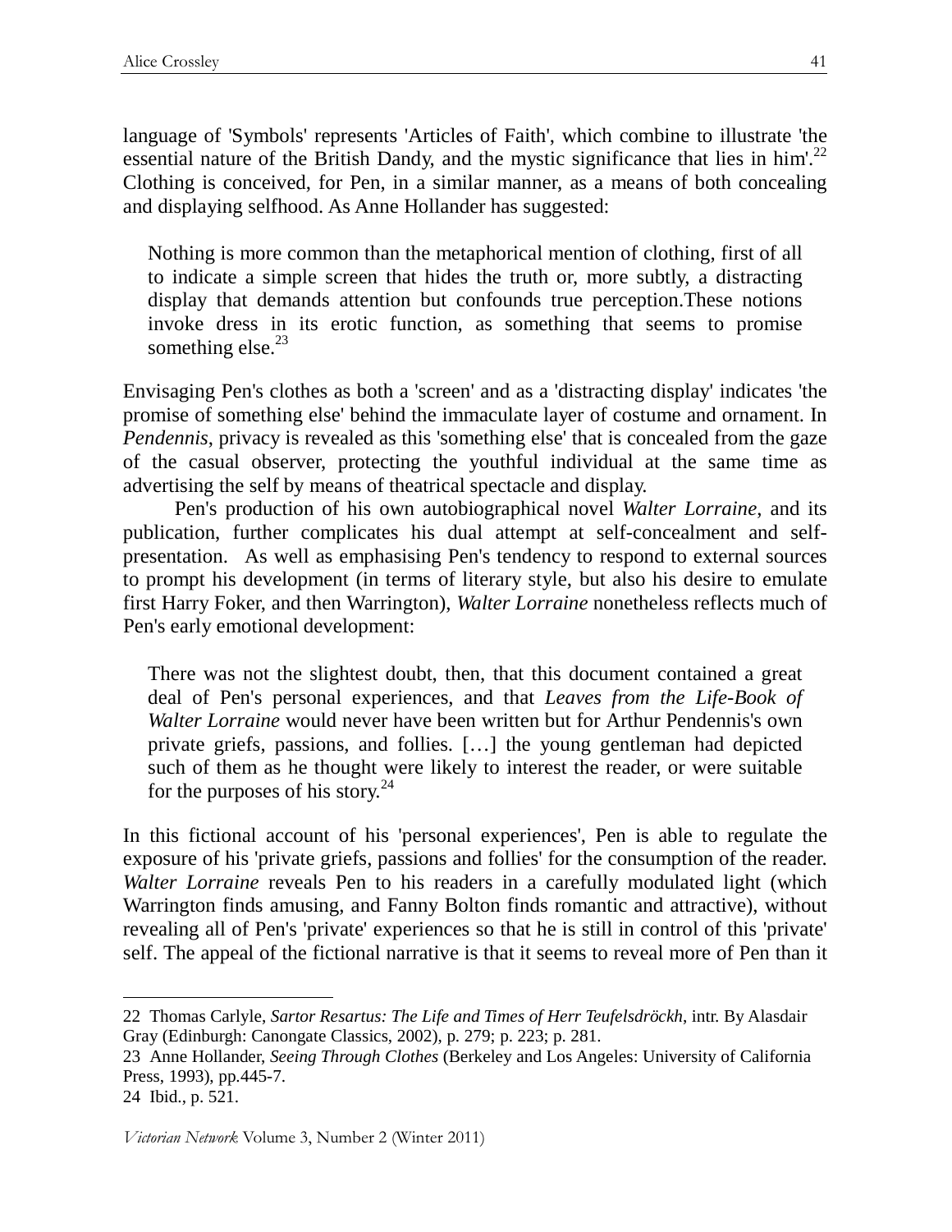language of 'Symbols' represents 'Articles of Faith', which combine to illustrate 'the essential nature of the British Dandy, and the mystic significance that lies in him'.[22] Clothing is conceived, for Pen, in a similar manner, as a means of both concealing and displaying selfhood. As Anne Hollander has suggested:

> Nothing is more common than the metaphorical mention of clothing, first of all to indicate a simple screen that hides the truth or, more subtly, a distracting display that demands attention but confounds true perception.These notions invoke dress in its erotic function, as something that seems to promise something else.[23]

Envisaging Pen's clothes as both a 'screen' and as a 'distracting display' indicates 'the promise of something else' behind the immaculate layer of costume and ornament. In *Pendennis*, privacy is revealed as this 'something else' that is concealed from the gaze of the casual observer, protecting the youthful individual at the same time as advertising the self by means of theatrical spectacle and display.

Pen's production of his own autobiographical novel *Walter Lorraine*, and its publication, further complicates his dual attempt at self-concealment and self-presentation. As well as emphasising Pen's tendency to respond to external sources to prompt his development (in terms of literary style, but also his desire to emulate first Harry Foker, and then Warrington), *Walter Lorraine* nonetheless reflects much of Pen's early emotional development:

> There was not the slightest doubt, then, that this document contained a great deal of Pen's personal experiences, and that *Leaves from the Life-Book of Walter Lorraine* would never have been written but for Arthur Pendennis's own private griefs, passions, and follies. […] the young gentleman had depicted such of them as he thought were likely to interest the reader, or were suitable for the purposes of his story.[24]

In this fictional account of his 'personal experiences', Pen is able to regulate the exposure of his 'private griefs, passions and follies' for the consumption of the reader. *Walter Lorraine* reveals Pen to his readers in a carefully modulated light (which Warrington finds amusing, and Fanny Bolton finds romantic and attractive), without revealing all of Pen's 'private' experiences so that he is still in control of this 'private' self. The appeal of the fictional narrative is that it seems to reveal more of Pen than it

---

22 Thomas Carlyle, *Sartor Resartus: The Life and Times of Herr Teufelsdröckh*, intr. By Alasdair Gray (Edinburgh: Canongate Classics, 2002), p. 279; p. 223; p. 281.

23 Anne Hollander, *Seeing Through Clothes* (Berkeley and Los Angeles: University of California Press, 1993), pp.445-7.

24 Ibid., p. 521.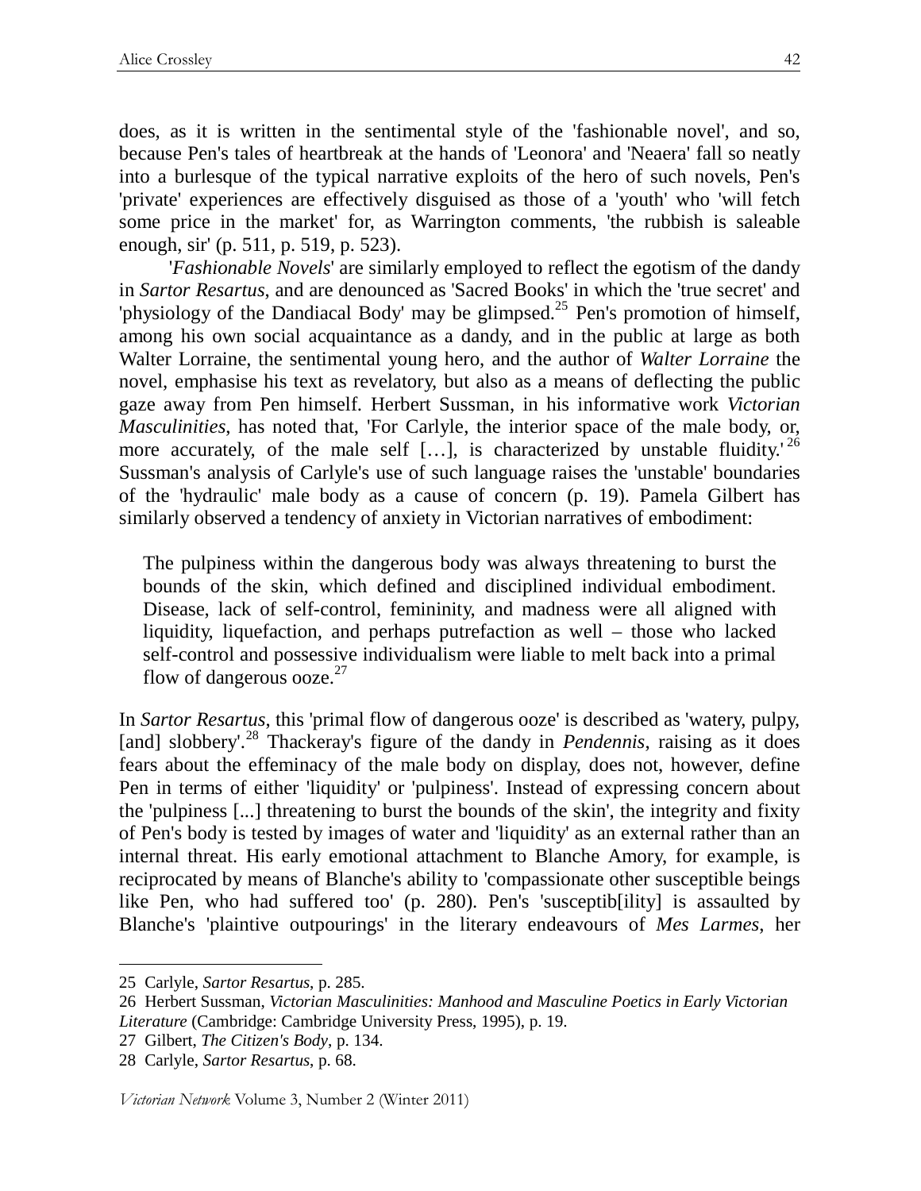does, as it is written in the sentimental style of the 'fashionable novel', and so, because Pen's tales of heartbreak at the hands of 'Leonora' and 'Neaera' fall so neatly into a burlesque of the typical narrative exploits of the hero of such novels, Pen's 'private' experiences are effectively disguised as those of a 'youth' who 'will fetch some price in the market' for, as Warrington comments, 'the rubbish is saleable enough, sir' (p. 511, p. 519, p. 523).

'*Fashionable Novels*' are similarly employed to reflect the egotism of the dandy in *Sartor Resartus*, and are denounced as 'Sacred Books' in which the 'true secret' and 'physiology of the Dandiacal Body' may be glimpsed.[25] Pen's promotion of himself, among his own social acquaintance as a dandy, and in the public at large as both Walter Lorraine, the sentimental young hero, and the author of *Walter Lorraine* the novel, emphasise his text as revelatory, but also as a means of deflecting the public gaze away from Pen himself. Herbert Sussman, in his informative work *Victorian Masculinities*, has noted that, 'For Carlyle, the interior space of the male body, or, more accurately, of the male self […], is characterized by unstable fluidity.'[26] Sussman's analysis of Carlyle's use of such language raises the 'unstable' boundaries of the 'hydraulic' male body as a cause of concern (p. 19). Pamela Gilbert has similarly observed a tendency of anxiety in Victorian narratives of embodiment:

> The pulpiness within the dangerous body was always threatening to burst the bounds of the skin, which defined and disciplined individual embodiment. Disease, lack of self-control, femininity, and madness were all aligned with liquidity, liquefaction, and perhaps putrefaction as well – those who lacked self-control and possessive individualism were liable to melt back into a primal flow of dangerous ooze.[27]

In *Sartor Resartus*, this 'primal flow of dangerous ooze' is described as 'watery, pulpy, [and] slobbery'.[28] Thackeray's figure of the dandy in *Pendennis*, raising as it does fears about the effeminacy of the male body on display, does not, however, define Pen in terms of either 'liquidity' or 'pulpiness'. Instead of expressing concern about the 'pulpiness [...] threatening to burst the bounds of the skin', the integrity and fixity of Pen's body is tested by images of water and 'liquidity' as an external rather than an internal threat. His early emotional attachment to Blanche Amory, for example, is reciprocated by means of Blanche's ability to 'compassionate other susceptible beings like Pen, who had suffered too' (p. 280). Pen's 'susceptib[ility] is assaulted by Blanche's 'plaintive outpourings' in the literary endeavours of *Mes Larmes*, her

---

25 Carlyle, *Sartor Resartus*, p. 285.

26 Herbert Sussman, *Victorian Masculinities: Manhood and Masculine Poetics in Early Victorian Literature* (Cambridge: Cambridge University Press, 1995), p. 19.

27 Gilbert, *The Citizen's Body*, p. 134.

28 Carlyle, *Sartor Resartus*, p. 68.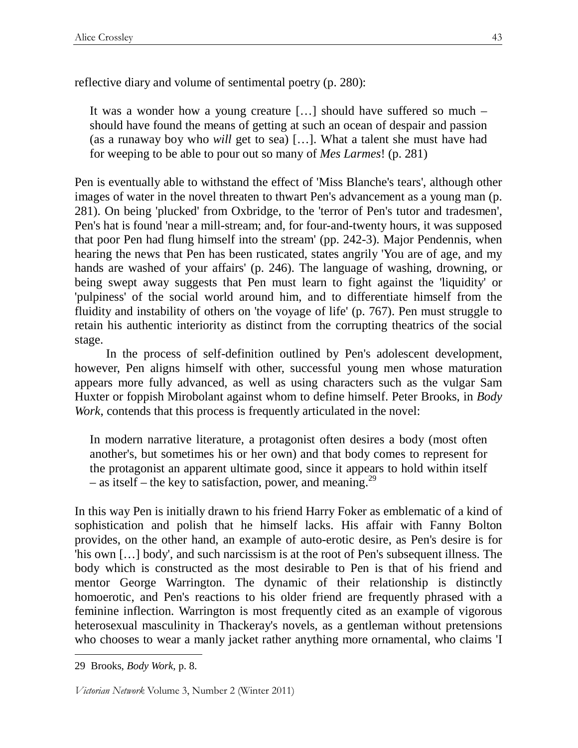reflective diary and volume of sentimental poetry (p. 280):

> It was a wonder how a young creature […] should have suffered so much – should have found the means of getting at such an ocean of despair and passion (as a runaway boy who *will* get to sea) […]. What a talent she must have had for weeping to be able to pour out so many of *Mes Larmes*! (p. 281)

Pen is eventually able to withstand the effect of 'Miss Blanche's tears', although other images of water in the novel threaten to thwart Pen's advancement as a young man (p. 281). On being 'plucked' from Oxbridge, to the 'terror of Pen's tutor and tradesmen', Pen's hat is found 'near a mill-stream; and, for four-and-twenty hours, it was supposed that poor Pen had flung himself into the stream' (pp. 242-3). Major Pendennis, when hearing the news that Pen has been rusticated, states angrily 'You are of age, and my hands are washed of your affairs' (p. 246). The language of washing, drowning, or being swept away suggests that Pen must learn to fight against the 'liquidity' or 'pulpiness' of the social world around him, and to differentiate himself from the fluidity and instability of others on 'the voyage of life' (p. 767). Pen must struggle to retain his authentic interiority as distinct from the corrupting theatrics of the social stage.

In the process of self-definition outlined by Pen's adolescent development, however, Pen aligns himself with other, successful young men whose maturation appears more fully advanced, as well as using characters such as the vulgar Sam Huxter or foppish Mirobolant against whom to define himself. Peter Brooks, in *Body Work*, contends that this process is frequently articulated in the novel:

> In modern narrative literature, a protagonist often desires a body (most often another's, but sometimes his or her own) and that body comes to represent for the protagonist an apparent ultimate good, since it appears to hold within itself – as itself – the key to satisfaction, power, and meaning.[29]

In this way Pen is initially drawn to his friend Harry Foker as emblematic of a kind of sophistication and polish that he himself lacks. His affair with Fanny Bolton provides, on the other hand, an example of auto-erotic desire, as Pen's desire is for 'his own […] body', and such narcissism is at the root of Pen's subsequent illness. The body which is constructed as the most desirable to Pen is that of his friend and mentor George Warrington. The dynamic of their relationship is distinctly homoerotic, and Pen's reactions to his older friend are frequently phrased with a feminine inflection. Warrington is most frequently cited as an example of vigorous heterosexual masculinity in Thackeray's novels, as a gentleman without pretensions who chooses to wear a manly jacket rather anything more ornamental, who claims 'I

---

29 Brooks, *Body Work*, p. 8.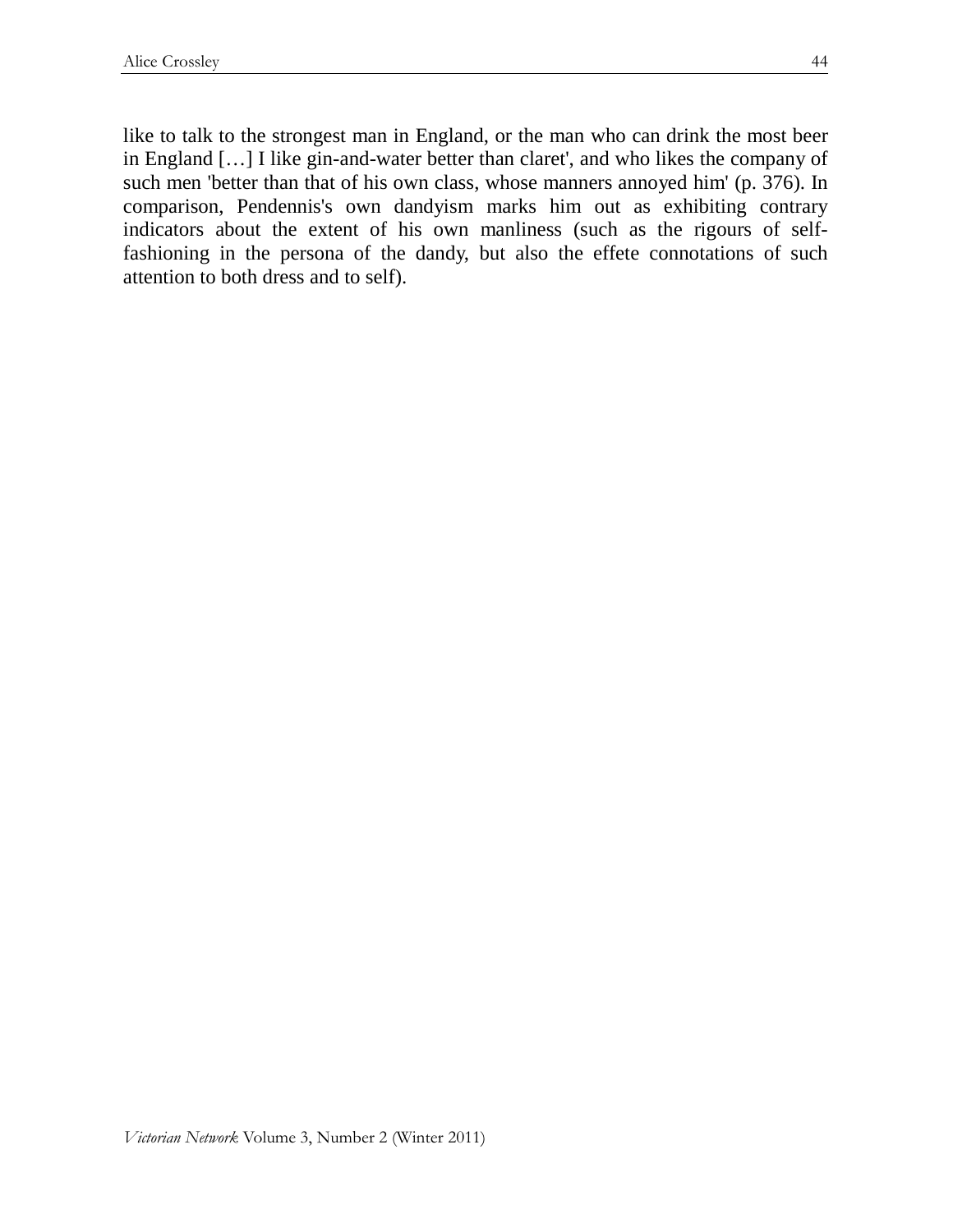like to talk to the strongest man in England, or the man who can drink the most beer in England […] I like gin-and-water better than claret', and who likes the company of such men 'better than that of his own class, whose manners annoyed him' (p. 376). In comparison, Pendennis's own dandyism marks him out as exhibiting contrary indicators about the extent of his own manliness (such as the rigours of self-fashioning in the persona of the dandy, but also the effete connotations of such attention to both dress and to self).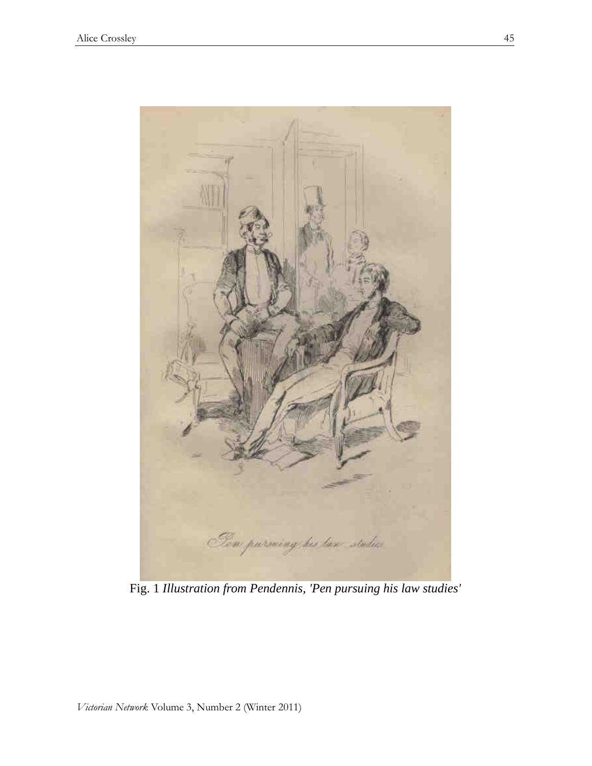Fig. 1 *Illustration from Pendennis, 'Pen pursuing his law studies'*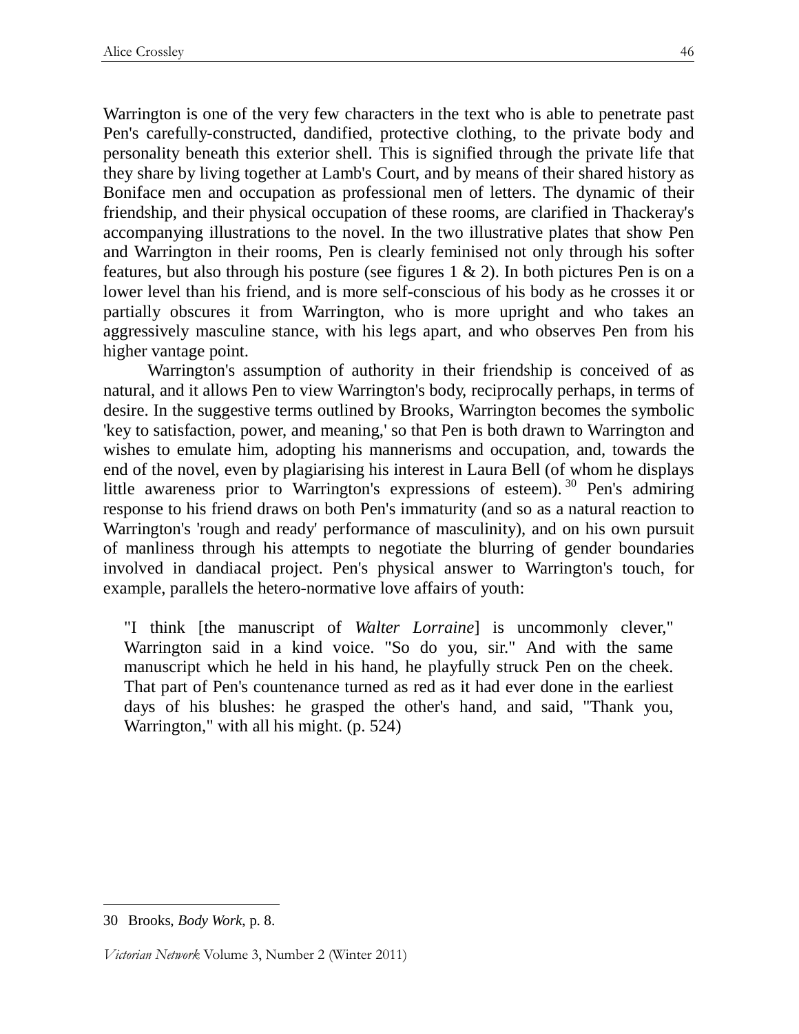Warrington is one of the very few characters in the text who is able to penetrate past Pen's carefully-constructed, dandified, protective clothing, to the private body and personality beneath this exterior shell. This is signified through the private life that they share by living together at Lamb's Court, and by means of their shared history as Boniface men and occupation as professional men of letters. The dynamic of their friendship, and their physical occupation of these rooms, are clarified in Thackeray's accompanying illustrations to the novel. In the two illustrative plates that show Pen and Warrington in their rooms, Pen is clearly feminised not only through his softer features, but also through his posture (see figures 1 & 2). In both pictures Pen is on a lower level than his friend, and is more self-conscious of his body as he crosses it or partially obscures it from Warrington, who is more upright and who takes an aggressively masculine stance, with his legs apart, and who observes Pen from his higher vantage point.

Warrington's assumption of authority in their friendship is conceived of as natural, and it allows Pen to view Warrington's body, reciprocally perhaps, in terms of desire. In the suggestive terms outlined by Brooks, Warrington becomes the symbolic 'key to satisfaction, power, and meaning,' so that Pen is both drawn to Warrington and wishes to emulate him, adopting his mannerisms and occupation, and, towards the end of the novel, even by plagiarising his interest in Laura Bell (of whom he displays little awareness prior to Warrington's expressions of esteem).[30] Pen's admiring response to his friend draws on both Pen's immaturity (and so as a natural reaction to Warrington's 'rough and ready' performance of masculinity), and on his own pursuit of manliness through his attempts to negotiate the blurring of gender boundaries involved in dandiacal project. Pen's physical answer to Warrington's touch, for example, parallels the hetero-normative love affairs of youth:

> "I think [the manuscript of *Walter Lorraine*] is uncommonly clever," Warrington said in a kind voice. "So do you, sir." And with the same manuscript which he held in his hand, he playfully struck Pen on the cheek. That part of Pen's countenance turned as red as it had ever done in the earliest days of his blushes: he grasped the other's hand, and said, "Thank you, Warrington," with all his might. (p. 524)

---

30 Brooks, *Body Work*, p. 8.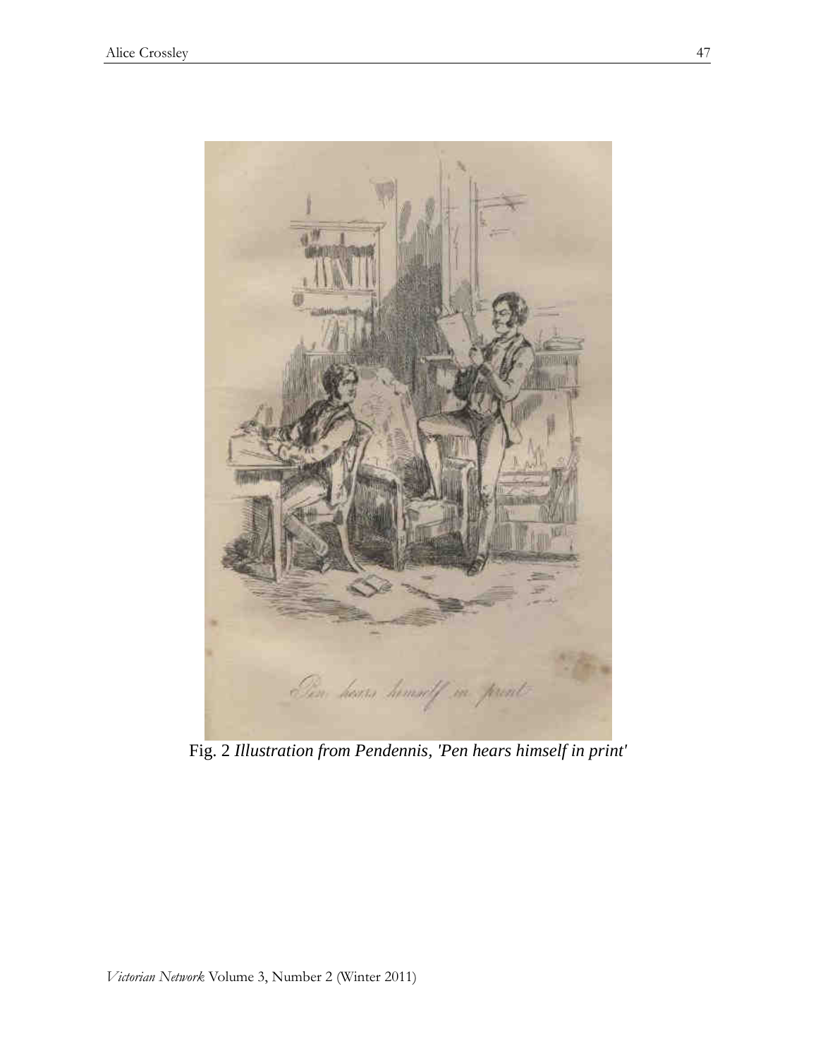Fig. 2 *Illustration from Pendennis, 'Pen hears himself in print'*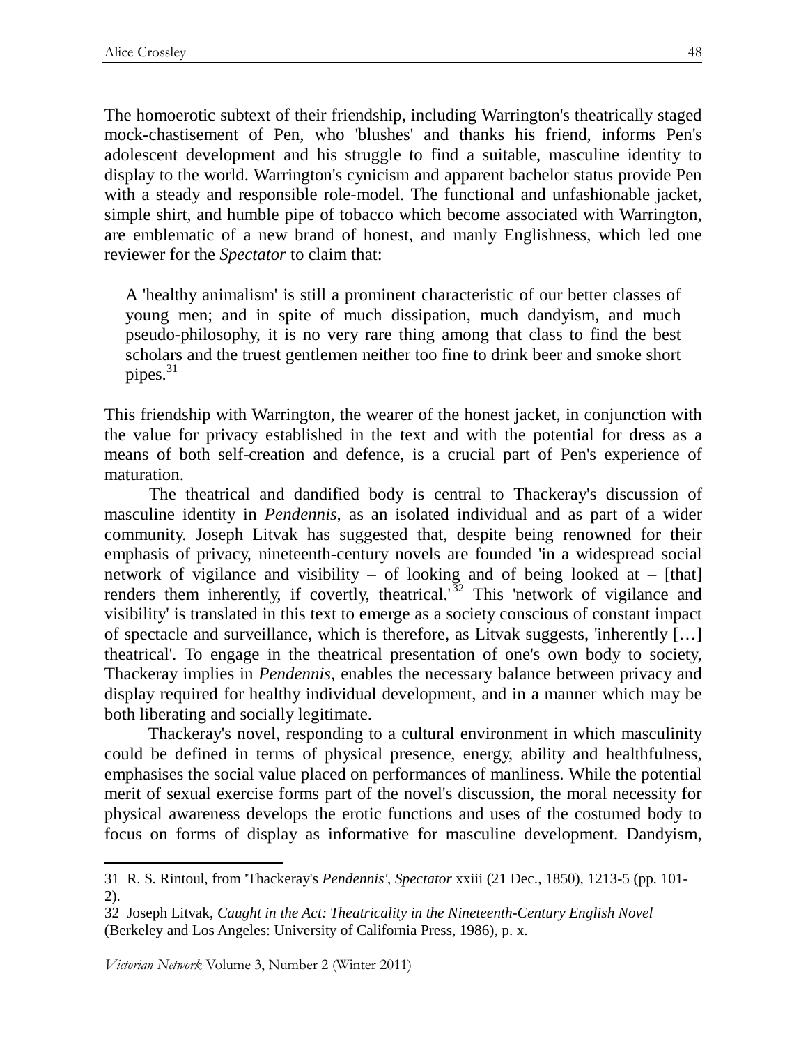The homoerotic subtext of their friendship, including Warrington's theatrically staged mock-chastisement of Pen, who 'blushes' and thanks his friend, informs Pen's adolescent development and his struggle to find a suitable, masculine identity to display to the world. Warrington's cynicism and apparent bachelor status provide Pen with a steady and responsible role-model. The functional and unfashionable jacket, simple shirt, and humble pipe of tobacco which become associated with Warrington, are emblematic of a new brand of honest, and manly Englishness, which led one reviewer for the *Spectator* to claim that:

> A 'healthy animalism' is still a prominent characteristic of our better classes of young men; and in spite of much dissipation, much dandyism, and much pseudo-philosophy, it is no very rare thing among that class to find the best scholars and the truest gentlemen neither too fine to drink beer and smoke short pipes.[31]

This friendship with Warrington, the wearer of the honest jacket, in conjunction with the value for privacy established in the text and with the potential for dress as a means of both self-creation and defence, is a crucial part of Pen's experience of maturation.

The theatrical and dandified body is central to Thackeray's discussion of masculine identity in *Pendennis*, as an isolated individual and as part of a wider community. Joseph Litvak has suggested that, despite being renowned for their emphasis of privacy, nineteenth-century novels are founded 'in a widespread social network of vigilance and visibility – of looking and of being looked at – [that] renders them inherently, if covertly, theatrical.'[32] This 'network of vigilance and visibility' is translated in this text to emerge as a society conscious of constant impact of spectacle and surveillance, which is therefore, as Litvak suggests, 'inherently […] theatrical'. To engage in the theatrical presentation of one's own body to society, Thackeray implies in *Pendennis*, enables the necessary balance between privacy and display required for healthy individual development, and in a manner which may be both liberating and socially legitimate.

Thackeray's novel, responding to a cultural environment in which masculinity could be defined in terms of physical presence, energy, ability and healthfulness, emphasises the social value placed on performances of manliness. While the potential merit of sexual exercise forms part of the novel's discussion, the moral necessity for physical awareness develops the erotic functions and uses of the costumed body to focus on forms of display as informative for masculine development. Dandyism,

---

31 R. S. Rintoul, from 'Thackeray's *Pendennis*', *Spectator* xxiii (21 Dec., 1850), 1213-5 (pp. 101-2).

32 Joseph Litvak, *Caught in the Act: Theatricality in the Nineteenth-Century English Novel* (Berkeley and Los Angeles: University of California Press, 1986), p. x.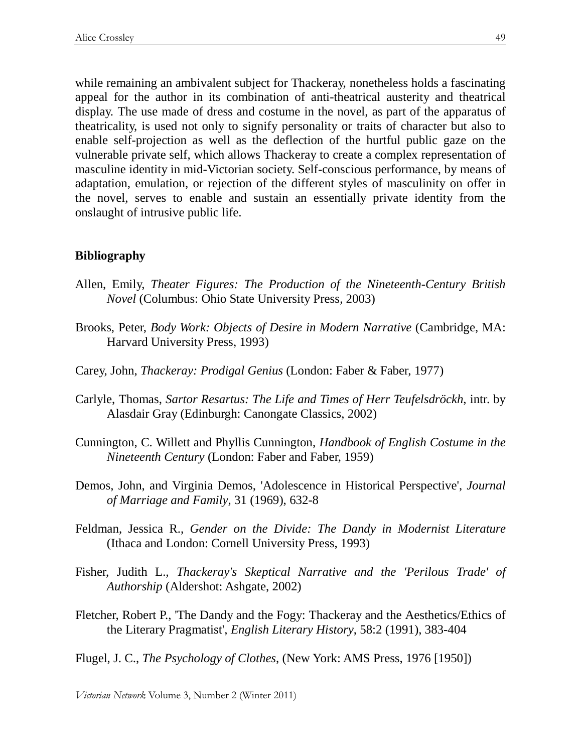while remaining an ambivalent subject for Thackeray, nonetheless holds a fascinating appeal for the author in its combination of anti-theatrical austerity and theatrical display. The use made of dress and costume in the novel, as part of the apparatus of theatricality, is used not only to signify personality or traits of character but also to enable self-projection as well as the deflection of the hurtful public gaze on the vulnerable private self, which allows Thackeray to create a complex representation of masculine identity in mid-Victorian society. Self-conscious performance, by means of adaptation, emulation, or rejection of the different styles of masculinity on offer in the novel, serves to enable and sustain an essentially private identity from the onslaught of intrusive public life.

## Bibliography

Allen, Emily, *Theater Figures: The Production of the Nineteenth-Century British Novel* (Columbus: Ohio State University Press, 2003)

Brooks, Peter, *Body Work: Objects of Desire in Modern Narrative* (Cambridge, MA: Harvard University Press, 1993)

Carey, John, *Thackeray: Prodigal Genius* (London: Faber & Faber, 1977)

Carlyle, Thomas, *Sartor Resartus: The Life and Times of Herr Teufelsdröckh*, intr. by Alasdair Gray (Edinburgh: Canongate Classics, 2002)

Cunnington, C. Willett and Phyllis Cunnington, *Handbook of English Costume in the Nineteenth Century* (London: Faber and Faber, 1959)

Demos, John, and Virginia Demos, 'Adolescence in Historical Perspective', *Journal of Marriage and Family*, 31 (1969), 632-8

Feldman, Jessica R., *Gender on the Divide: The Dandy in Modernist Literature* (Ithaca and London: Cornell University Press, 1993)

Fisher, Judith L., *Thackeray's Skeptical Narrative and the 'Perilous Trade' of Authorship* (Aldershot: Ashgate, 2002)

Fletcher, Robert P., 'The Dandy and the Fogy: Thackeray and the Aesthetics/Ethics of the Literary Pragmatist', *English Literary History*, 58:2 (1991), 383-404

Flugel, J. C., *The Psychology of Clothes*, (New York: AMS Press, 1976 [1950])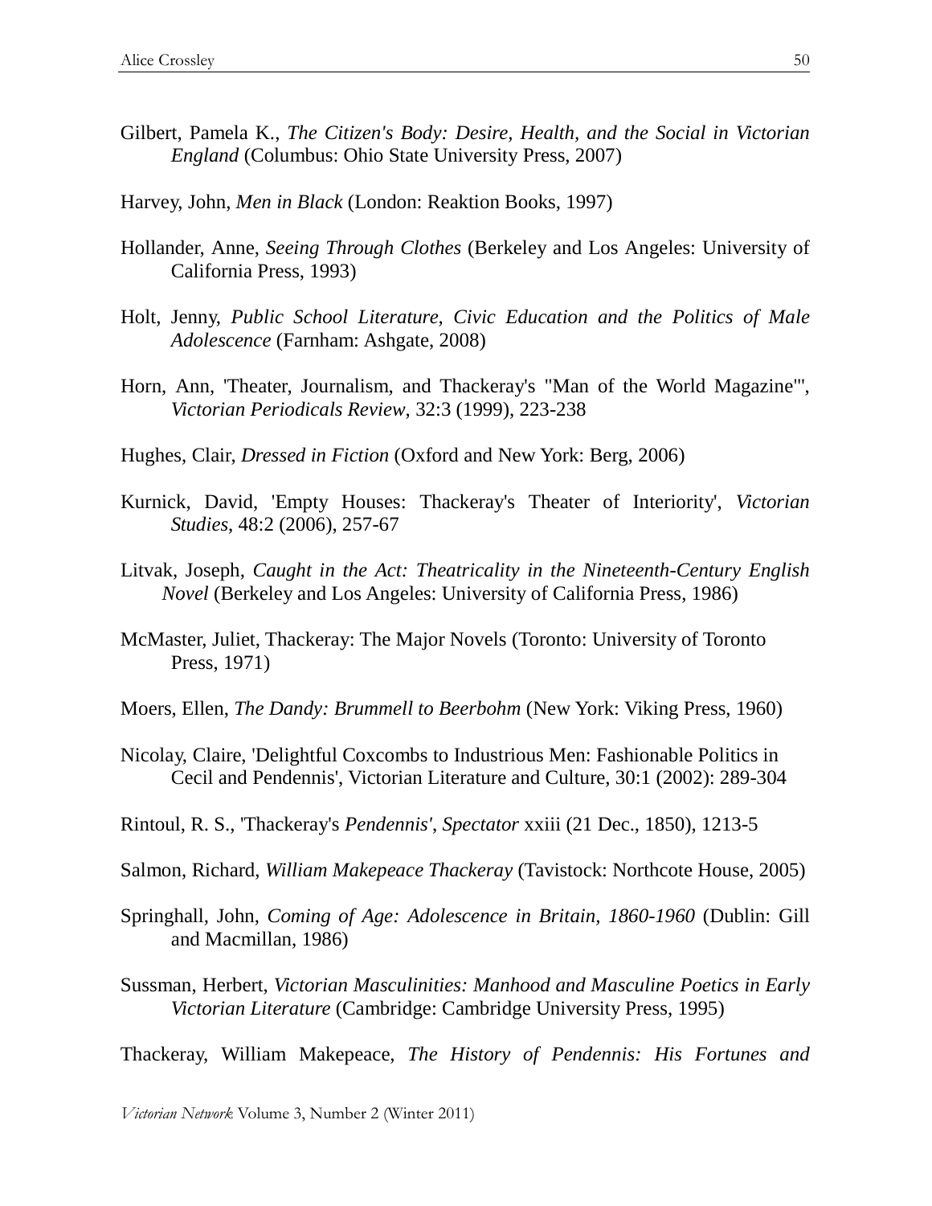Gilbert, Pamela K., *The Citizen's Body: Desire, Health, and the Social in Victorian England* (Columbus: Ohio State University Press, 2007)

Harvey, John, *Men in Black* (London: Reaktion Books, 1997)

Hollander, Anne, *Seeing Through Clothes* (Berkeley and Los Angeles: University of California Press, 1993)

Holt, Jenny, *Public School Literature, Civic Education and the Politics of Male Adolescence* (Farnham: Ashgate, 2008)

Horn, Ann, 'Theater, Journalism, and Thackeray's "Man of the World Magazine"', *Victorian Periodicals Review*, 32:3 (1999), 223-238

Hughes, Clair, *Dressed in Fiction* (Oxford and New York: Berg, 2006)

Kurnick, David, 'Empty Houses: Thackeray's Theater of Interiority', *Victorian Studies*, 48:2 (2006), 257-67

Litvak, Joseph, *Caught in the Act: Theatricality in the Nineteenth-Century English Novel* (Berkeley and Los Angeles: University of California Press, 1986)

McMaster, Juliet, Thackeray: The Major Novels (Toronto: University of Toronto Press, 1971)

Moers, Ellen, *The Dandy: Brummell to Beerbohm* (New York: Viking Press, 1960)

Nicolay, Claire, 'Delightful Coxcombs to Industrious Men: Fashionable Politics in Cecil and Pendennis', Victorian Literature and Culture, 30:1 (2002): 289-304

Rintoul, R. S., 'Thackeray's *Pendennis'*, *Spectator* xxiii (21 Dec., 1850), 1213-5

Salmon, Richard, *William Makepeace Thackeray* (Tavistock: Northcote House, 2005)

Springhall, John, *Coming of Age: Adolescence in Britain, 1860-1960* (Dublin: Gill and Macmillan, 1986)

Sussman, Herbert, *Victorian Masculinities: Manhood and Masculine Poetics in Early Victorian Literature* (Cambridge: Cambridge University Press, 1995)

Thackeray, William Makepeace, *The History of Pendennis: His Fortunes and*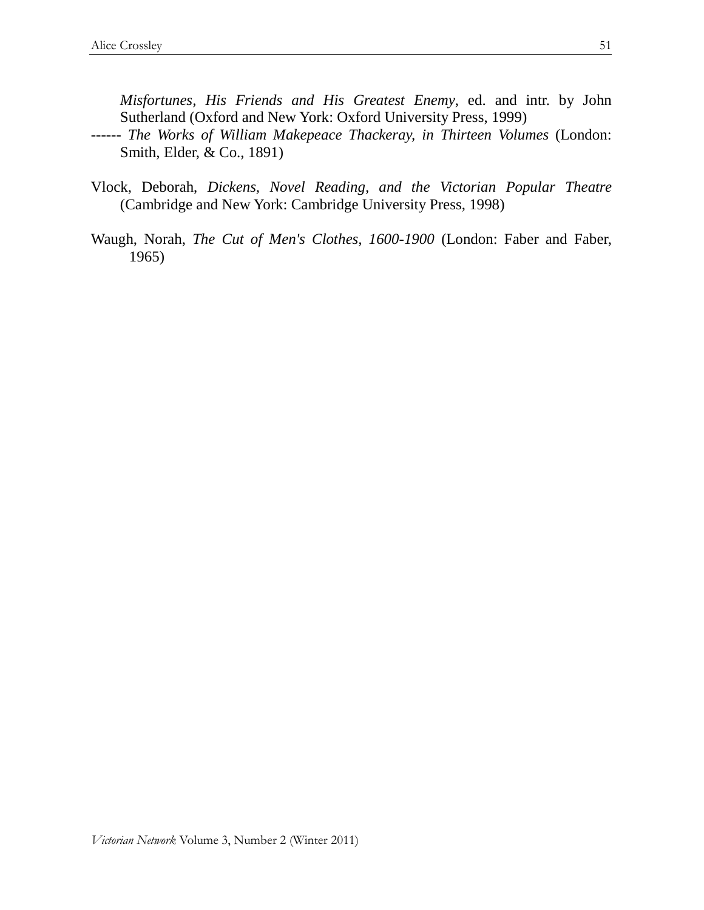*Misfortunes, His Friends and His Greatest Enemy*, ed. and intr. by John Sutherland (Oxford and New York: Oxford University Press, 1999)

------ *The Works of William Makepeace Thackeray, in Thirteen Volumes* (London: Smith, Elder, & Co., 1891)

Vlock, Deborah, *Dickens, Novel Reading, and the Victorian Popular Theatre* (Cambridge and New York: Cambridge University Press, 1998)

Waugh, Norah, *The Cut of Men's Clothes, 1600-1900* (London: Faber and Faber, 1965)